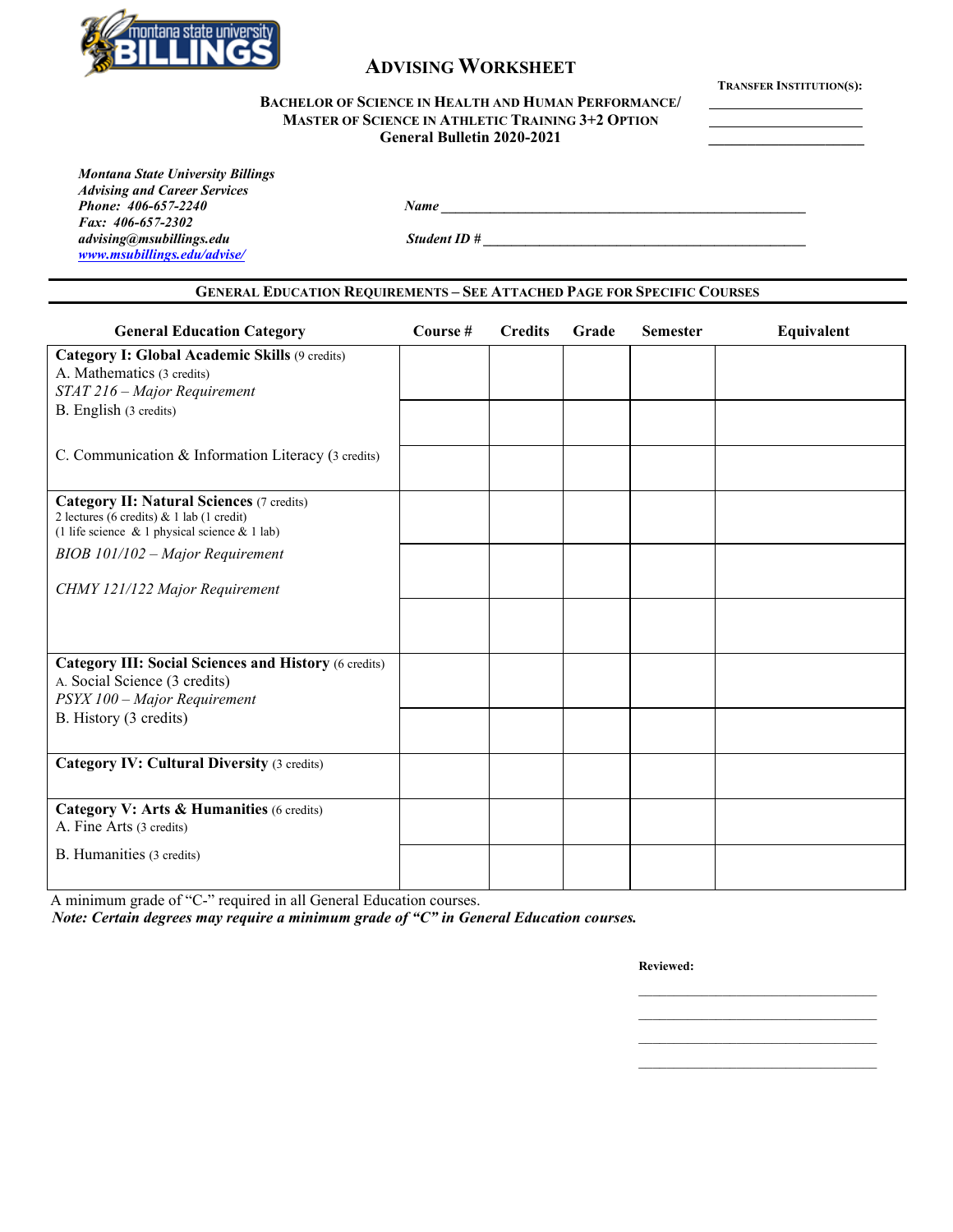# Advising Worksheet

**Bachelor of Science in Health and Human Performance/ Master of Science in Athletic Training 3+2 Option**
**General Bulletin 2020-2021**

**Transfer Institution(s):**
______________________
______________________
______________________

***Montana State University Billings***
***Advising and Career Services***
***Phone: 406-657-2240***
***Fax: 406-657-2302***
***advising@msubillings.edu***
***www.msubillings.edu/advise/***

***Name*** ______________________________________________

***Student ID #*** ______________________________________

## General Education Requirements – See Attached Page for Specific Courses

| General Education Category | Course # | Credits | Grade | Semester | Equivalent |
|---|---|---|---|---|---|
| **Category I: Global Academic Skills** (9 credits)<br>A. Mathematics (3 credits)<br>*STAT 216 – Major Requirement* | | | | | |
| B. English (3 credits) | | | | | |
| C. Communication & Information Literacy (3 credits) | | | | | |
| **Category II: Natural Sciences** (7 credits)<br>2 lectures (6 credits) & 1 lab (1 credit)<br>(1 life science & 1 physical science & 1 lab) | | | | | |
| *BIOB 101/102 – Major Requirement*<br>*CHMY 121/122 Major Requirement* | | | | | |
| | | | | | |
| **Category III: Social Sciences and History** (6 credits)<br>A. Social Science (3 credits)<br>*PSYX 100 – Major Requirement* | | | | | |
| B. History (3 credits) | | | | | |
| **Category IV: Cultural Diversity** (3 credits) | | | | | |
| **Category V: Arts & Humanities** (6 credits)<br>A. Fine Arts (3 credits) | | | | | |
| B. Humanities (3 credits) | | | | | |

A minimum grade of "C-" required in all General Education courses.
***Note: Certain degrees may require a minimum grade of "C" in General Education courses.***

**Reviewed:**

______________________________
______________________________
______________________________
______________________________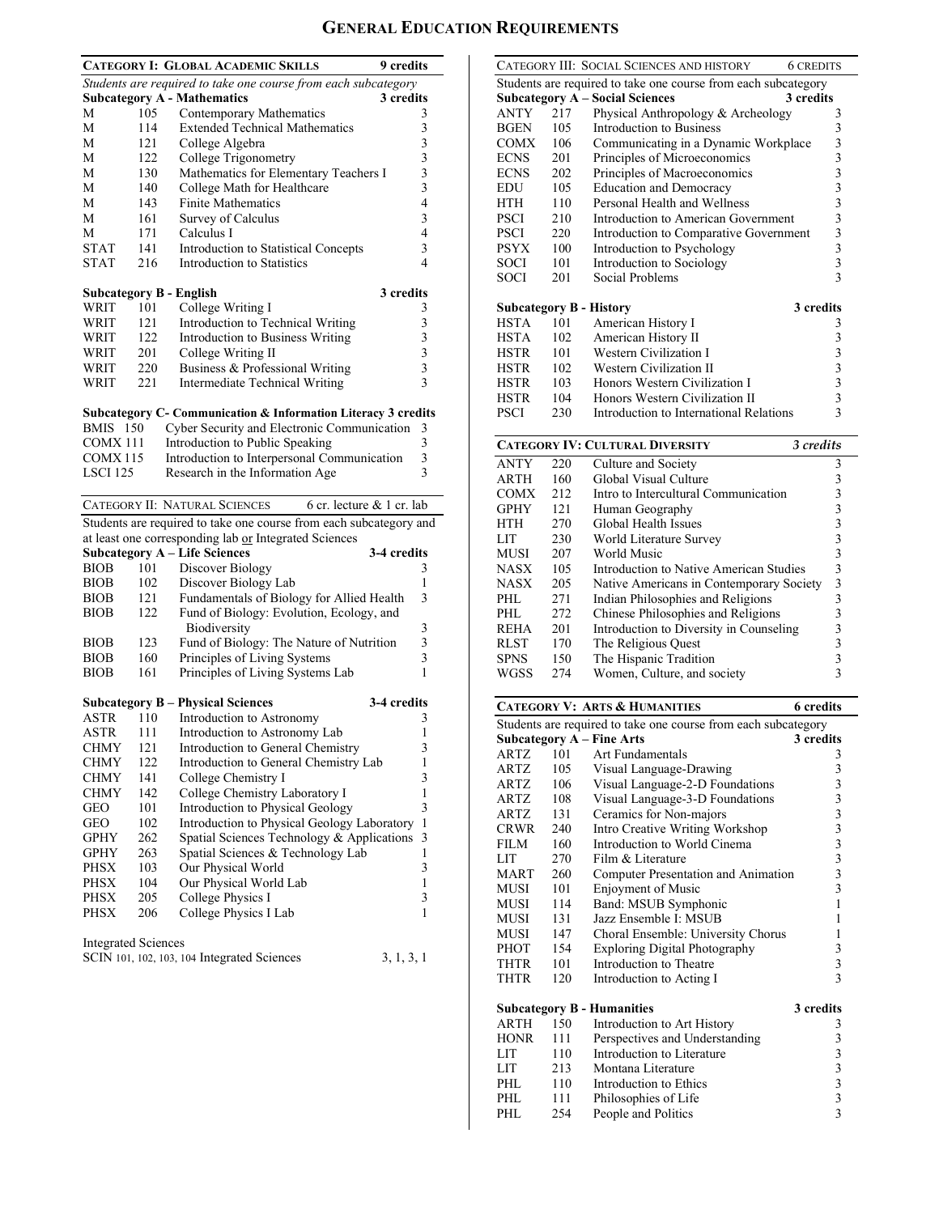# GENERAL EDUCATION REQUIREMENTS

## CATEGORY I: GLOBAL ACADEMIC SKILLS — 9 credits

*Students are required to take one course from each subcategory*

### Subcategory A - Mathematics — 3 credits

| | | | |
|---|---|---|---|
| M | 105 | Contemporary Mathematics | 3 |
| M | 114 | Extended Technical Mathematics | 3 |
| M | 121 | College Algebra | 3 |
| M | 122 | College Trigonometry | 3 |
| M | 130 | Mathematics for Elementary Teachers I | 3 |
| M | 140 | College Math for Healthcare | 3 |
| M | 143 | Finite Mathematics | 4 |
| M | 161 | Survey of Calculus | 3 |
| M | 171 | Calculus I | 4 |
| STAT | 141 | Introduction to Statistical Concepts | 3 |
| STAT | 216 | Introduction to Statistics | 4 |

### Subcategory B - English — 3 credits

| | | | |
|---|---|---|---|
| WRIT | 101 | College Writing I | 3 |
| WRIT | 121 | Introduction to Technical Writing | 3 |
| WRIT | 122 | Introduction to Business Writing | 3 |
| WRIT | 201 | College Writing II | 3 |
| WRIT | 220 | Business & Professional Writing | 3 |
| WRIT | 221 | Intermediate Technical Writing | 3 |

### Subcategory C- Communication & Information Literacy — 3 credits

| | | |
|---|---|---|
| BMIS 150 | Cyber Security and Electronic Communication | 3 |
| COMX 111 | Introduction to Public Speaking | 3 |
| COMX 115 | Introduction to Interpersonal Communication | 3 |
| LSCI 125 | Research in the Information Age | 3 |

## CATEGORY II: NATURAL SCIENCES — 6 cr. lecture & 1 cr. lab

Students are required to take one course from each subcategory and at least one corresponding lab or Integrated Sciences

### Subcategory A – Life Sciences — 3-4 credits

| | | | |
|---|---|---|---|
| BIOB | 101 | Discover Biology | 3 |
| BIOB | 102 | Discover Biology Lab | 1 |
| BIOB | 121 | Fundamentals of Biology for Allied Health | 3 |
| BIOB | 122 | Fund of Biology: Evolution, Ecology, and Biodiversity | 3 |
| BIOB | 123 | Fund of Biology: The Nature of Nutrition | 3 |
| BIOB | 160 | Principles of Living Systems | 3 |
| BIOB | 161 | Principles of Living Systems Lab | 1 |

### Subcategory B – Physical Sciences — 3-4 credits

| | | | |
|---|---|---|---|
| ASTR | 110 | Introduction to Astronomy | 3 |
| ASTR | 111 | Introduction to Astronomy Lab | 1 |
| CHMY | 121 | Introduction to General Chemistry | 3 |
| CHMY | 122 | Introduction to General Chemistry Lab | 1 |
| CHMY | 141 | College Chemistry I | 3 |
| CHMY | 142 | College Chemistry Laboratory I | 1 |
| GEO | 101 | Introduction to Physical Geology | 3 |
| GEO | 102 | Introduction to Physical Geology Laboratory | 1 |
| GPHY | 262 | Spatial Sciences Technology & Applications | 3 |
| GPHY | 263 | Spatial Sciences & Technology Lab | 1 |
| PHSX | 103 | Our Physical World | 3 |
| PHSX | 104 | Our Physical World Lab | 1 |
| PHSX | 205 | College Physics I | 3 |
| PHSX | 206 | College Physics I Lab | 1 |

Integrated Sciences

SCIN 101, 102, 103, 104 Integrated Sciences — 3, 1, 3, 1

## CATEGORY III: SOCIAL SCIENCES AND HISTORY — 6 CREDITS

Students are required to take one course from each subcategory

### Subcategory A – Social Sciences — 3 credits

| | | | |
|---|---|---|---|
| ANTY | 217 | Physical Anthropology & Archeology | 3 |
| BGEN | 105 | Introduction to Business | 3 |
| COMX | 106 | Communicating in a Dynamic Workplace | 3 |
| ECNS | 201 | Principles of Microeconomics | 3 |
| ECNS | 202 | Principles of Macroeconomics | 3 |
| EDU | 105 | Education and Democracy | 3 |
| HTH | 110 | Personal Health and Wellness | 3 |
| PSCI | 210 | Introduction to American Government | 3 |
| PSCI | 220 | Introduction to Comparative Government | 3 |
| PSYX | 100 | Introduction to Psychology | 3 |
| SOCI | 101 | Introduction to Sociology | 3 |
| SOCI | 201 | Social Problems | 3 |

### Subcategory B - History — 3 credits

| | | | |
|---|---|---|---|
| HSTA | 101 | American History I | 3 |
| HSTA | 102 | American History II | 3 |
| HSTR | 101 | Western Civilization I | 3 |
| HSTR | 102 | Western Civilization II | 3 |
| HSTR | 103 | Honors Western Civilization I | 3 |
| HSTR | 104 | Honors Western Civilization II | 3 |
| PSCI | 230 | Introduction to International Relations | 3 |

## CATEGORY IV: CULTURAL DIVERSITY — *3 credits*

| | | | |
|---|---|---|---|
| ANTY | 220 | Culture and Society | 3 |
| ARTH | 160 | Global Visual Culture | 3 |
| COMX | 212 | Intro to Intercultural Communication | 3 |
| GPHY | 121 | Human Geography | 3 |
| HTH | 270 | Global Health Issues | 3 |
| LIT | 230 | World Literature Survey | 3 |
| MUSI | 207 | World Music | 3 |
| NASX | 105 | Introduction to Native American Studies | 3 |
| NASX | 205 | Native Americans in Contemporary Society | 3 |
| PHL | 271 | Indian Philosophies and Religions | 3 |
| PHL | 272 | Chinese Philosophies and Religions | 3 |
| REHA | 201 | Introduction to Diversity in Counseling | 3 |
| RLST | 170 | The Religious Quest | 3 |
| SPNS | 150 | The Hispanic Tradition | 3 |
| WGSS | 274 | Women, Culture, and society | 3 |

## CATEGORY V: ARTS & HUMANITIES — 6 credits

Students are required to take one course from each subcategory

### Subcategory A – Fine Arts — 3 credits

| | | | |
|---|---|---|---|
| ARTZ | 101 | Art Fundamentals | 3 |
| ARTZ | 105 | Visual Language-Drawing | 3 |
| ARTZ | 106 | Visual Language-2-D Foundations | 3 |
| ARTZ | 108 | Visual Language-3-D Foundations | 3 |
| ARTZ | 131 | Ceramics for Non-majors | 3 |
| CRWR | 240 | Intro Creative Writing Workshop | 3 |
| FILM | 160 | Introduction to World Cinema | 3 |
| LIT | 270 | Film & Literature | 3 |
| MART | 260 | Computer Presentation and Animation | 3 |
| MUSI | 101 | Enjoyment of Music | 3 |
| MUSI | 114 | Band: MSUB Symphonic | 1 |
| MUSI | 131 | Jazz Ensemble I: MSUB | 1 |
| MUSI | 147 | Choral Ensemble: University Chorus | 1 |
| PHOT | 154 | Exploring Digital Photography | 3 |
| THTR | 101 | Introduction to Theatre | 3 |
| THTR | 120 | Introduction to Acting I | 3 |

### Subcategory B - Humanities — 3 credits

| | | | |
|---|---|---|---|
| ARTH | 150 | Introduction to Art History | 3 |
| HONR | 111 | Perspectives and Understanding | 3 |
| LIT | 110 | Introduction to Literature | 3 |
| LIT | 213 | Montana Literature | 3 |
| PHL | 110 | Introduction to Ethics | 3 |
| PHL | 111 | Philosophies of Life | 3 |
| PHL | 254 | People and Politics | 3 |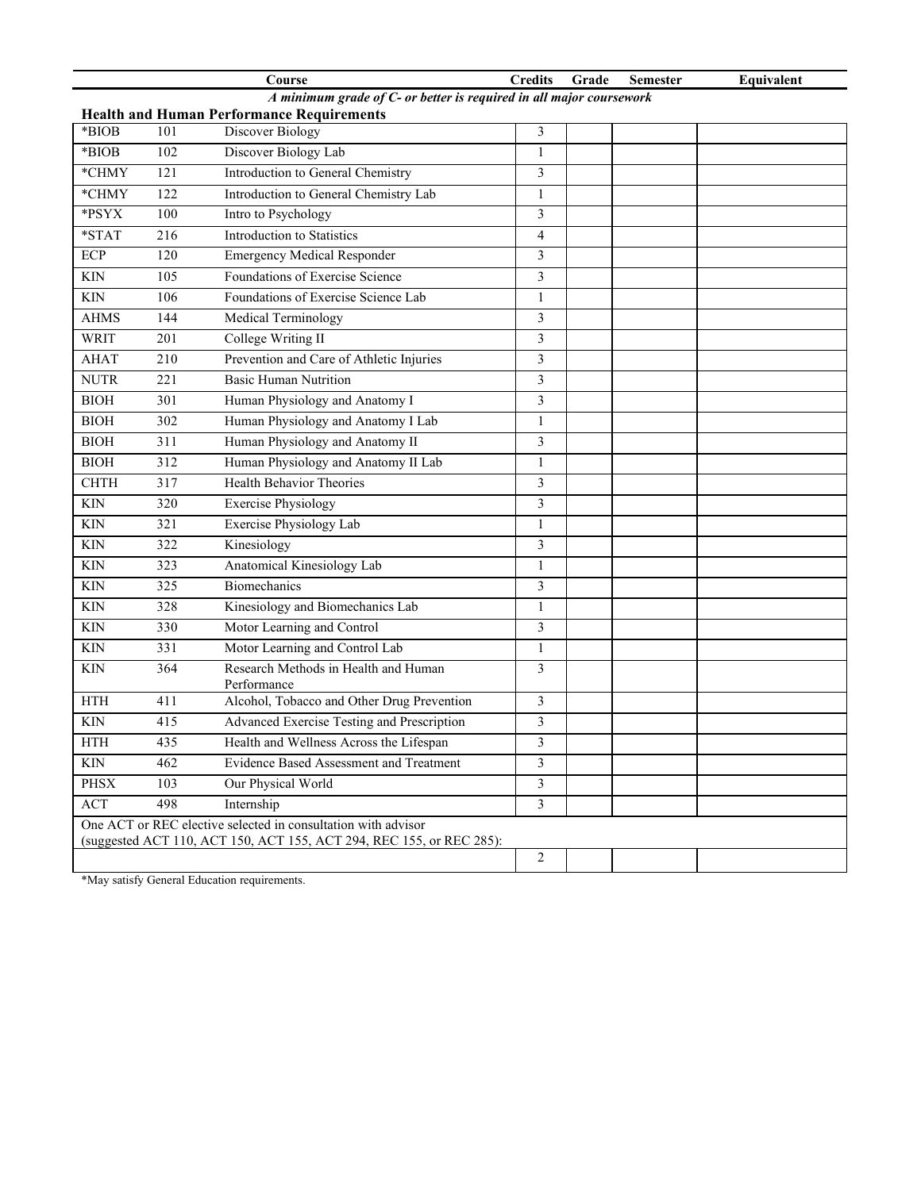| | | Course | Credits | Grade | Semester | Equivalent |
|---|---|---|---|---|---|---|
| | | *A minimum grade of C- or better is required in all major coursework* | | | | |
| **Health and Human Performance Requirements** | | | | | | |
| *BIOB | 101 | Discover Biology | 3 | | | |
| *BIOB | 102 | Discover Biology Lab | 1 | | | |
| *CHMY | 121 | Introduction to General Chemistry | 3 | | | |
| *CHMY | 122 | Introduction to General Chemistry Lab | 1 | | | |
| *PSYX | 100 | Intro to Psychology | 3 | | | |
| *STAT | 216 | Introduction to Statistics | 4 | | | |
| ECP | 120 | Emergency Medical Responder | 3 | | | |
| KIN | 105 | Foundations of Exercise Science | 3 | | | |
| KIN | 106 | Foundations of Exercise Science Lab | 1 | | | |
| AHMS | 144 | Medical Terminology | 3 | | | |
| WRIT | 201 | College Writing II | 3 | | | |
| AHAT | 210 | Prevention and Care of Athletic Injuries | 3 | | | |
| NUTR | 221 | Basic Human Nutrition | 3 | | | |
| BIOH | 301 | Human Physiology and Anatomy I | 3 | | | |
| BIOH | 302 | Human Physiology and Anatomy I Lab | 1 | | | |
| BIOH | 311 | Human Physiology and Anatomy II | 3 | | | |
| BIOH | 312 | Human Physiology and Anatomy II Lab | 1 | | | |
| CHTH | 317 | Health Behavior Theories | 3 | | | |
| KIN | 320 | Exercise Physiology | 3 | | | |
| KIN | 321 | Exercise Physiology Lab | 1 | | | |
| KIN | 322 | Kinesiology | 3 | | | |
| KIN | 323 | Anatomical Kinesiology Lab | 1 | | | |
| KIN | 325 | Biomechanics | 3 | | | |
| KIN | 328 | Kinesiology and Biomechanics Lab | 1 | | | |
| KIN | 330 | Motor Learning and Control | 3 | | | |
| KIN | 331 | Motor Learning and Control Lab | 1 | | | |
| KIN | 364 | Research Methods in Health and Human Performance | 3 | | | |
| HTH | 411 | Alcohol, Tobacco and Other Drug Prevention | 3 | | | |
| KIN | 415 | Advanced Exercise Testing and Prescription | 3 | | | |
| HTH | 435 | Health and Wellness Across the Lifespan | 3 | | | |
| KIN | 462 | Evidence Based Assessment and Treatment | 3 | | | |
| PHSX | 103 | Our Physical World | 3 | | | |
| ACT | 498 | Internship | 3 | | | |
| One ACT or REC elective selected in consultation with advisor (suggested ACT 110, ACT 150, ACT 155, ACT 294, REC 155, or REC 285): | | | | | | |
| | | | 2 | | | |

*May satisfy General Education requirements.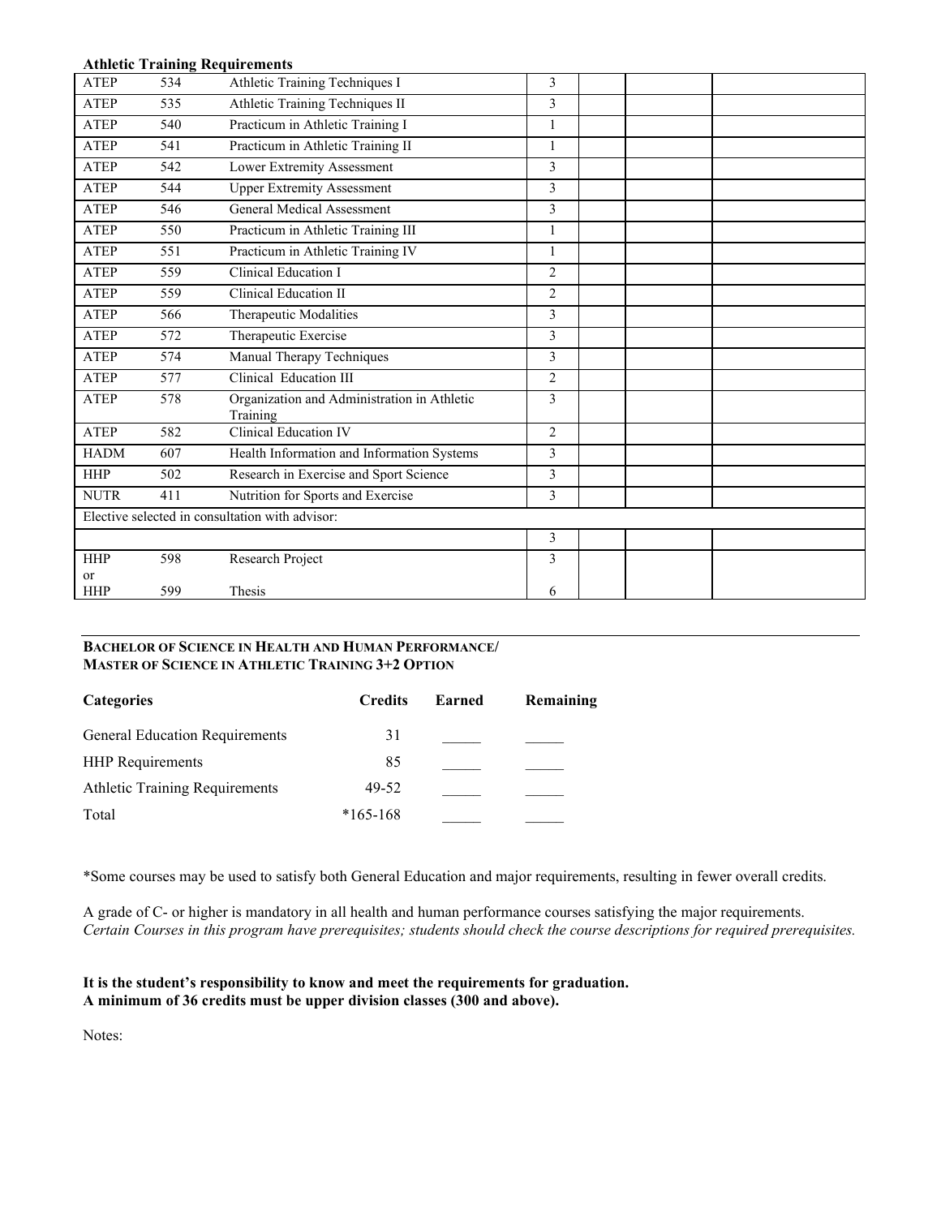**Athletic Training Requirements**

| | | | | | | |
|---|---|---|---|---|---|---|
| ATEP | 534 | Athletic Training Techniques I | 3 | | | |
| ATEP | 535 | Athletic Training Techniques II | 3 | | | |
| ATEP | 540 | Practicum in Athletic Training I | 1 | | | |
| ATEP | 541 | Practicum in Athletic Training II | 1 | | | |
| ATEP | 542 | Lower Extremity Assessment | 3 | | | |
| ATEP | 544 | Upper Extremity Assessment | 3 | | | |
| ATEP | 546 | General Medical Assessment | 3 | | | |
| ATEP | 550 | Practicum in Athletic Training III | 1 | | | |
| ATEP | 551 | Practicum in Athletic Training IV | 1 | | | |
| ATEP | 559 | Clinical Education I | 2 | | | |
| ATEP | 559 | Clinical Education II | 2 | | | |
| ATEP | 566 | Therapeutic Modalities | 3 | | | |
| ATEP | 572 | Therapeutic Exercise | 3 | | | |
| ATEP | 574 | Manual Therapy Techniques | 3 | | | |
| ATEP | 577 | Clinical Education III | 2 | | | |
| ATEP | 578 | Organization and Administration in Athletic Training | 3 | | | |
| ATEP | 582 | Clinical Education IV | 2 | | | |
| HADM | 607 | Health Information and Information Systems | 3 | | | |
| HHP | 502 | Research in Exercise and Sport Science | 3 | | | |
| NUTR | 411 | Nutrition for Sports and Exercise | 3 | | | |
| Elective selected in consultation with advisor: | | | | | | |
| | | | 3 | | | |
| HHP or HHP | 598 599 | Research Project Thesis | 3 6 | | | |

**BACHELOR OF SCIENCE IN HEALTH AND HUMAN PERFORMANCE/ MASTER OF SCIENCE IN ATHLETIC TRAINING 3+2 OPTION**

| Categories | Credits | Earned | Remaining |
|---|---|---|---|
| General Education Requirements | 31 | _____ | _____ |
| HHP Requirements | 85 | _____ | _____ |
| Athletic Training Requirements | 49-52 | _____ | _____ |
| Total | *165-168 | _____ | _____ |

*Some courses may be used to satisfy both General Education and major requirements, resulting in fewer overall credits.

A grade of C- or higher is mandatory in all health and human performance courses satisfying the major requirements.
*Certain Courses in this program have prerequisites; students should check the course descriptions for required prerequisites.*

**It is the student's responsibility to know and meet the requirements for graduation.**
**A minimum of 36 credits must be upper division classes (300 and above).**

Notes: